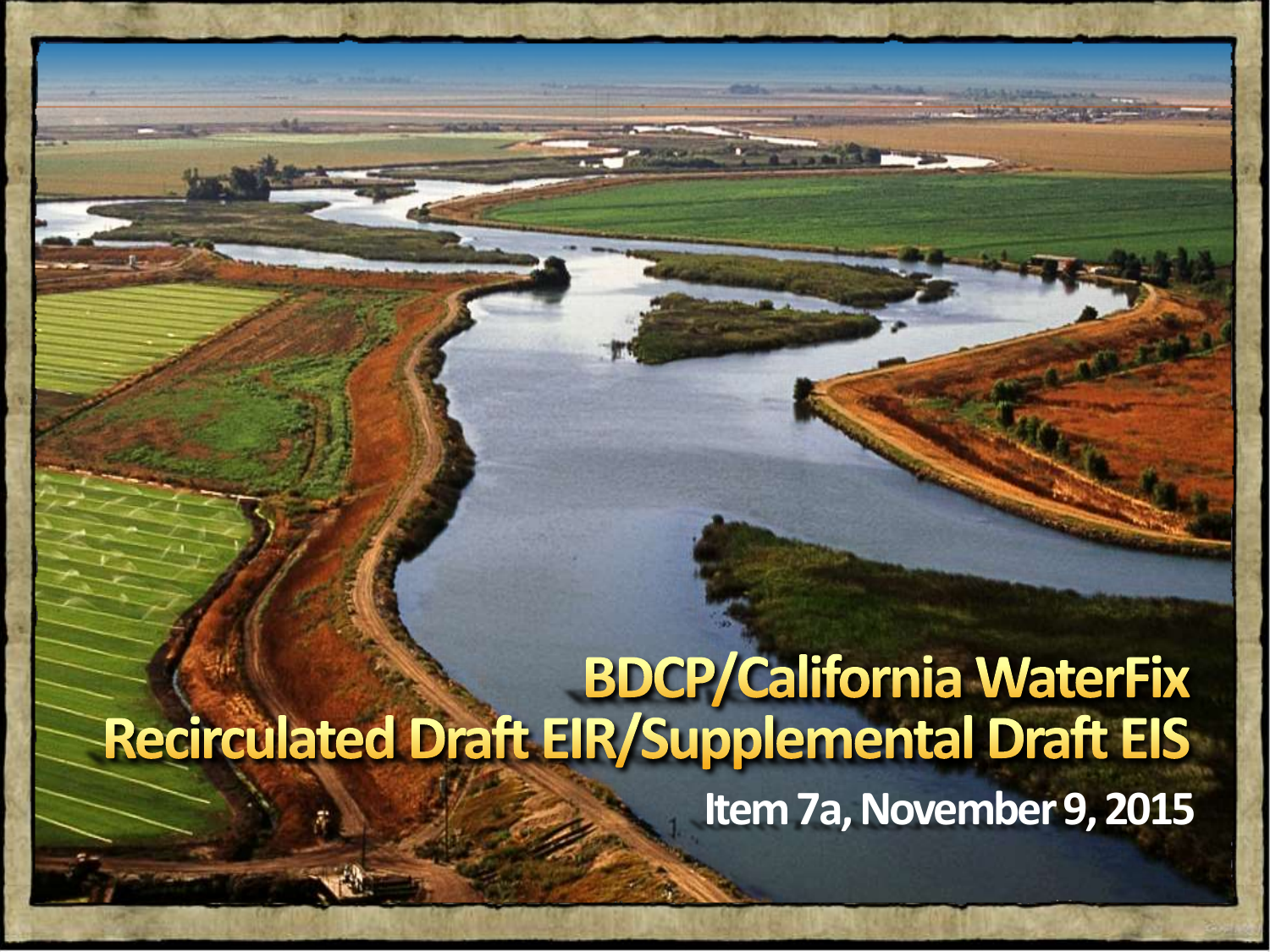# BDCP/California WaterFix
# Recirculated Draft EIR/Supplemental Draft EIS

**Item 7a, November 9, 2015**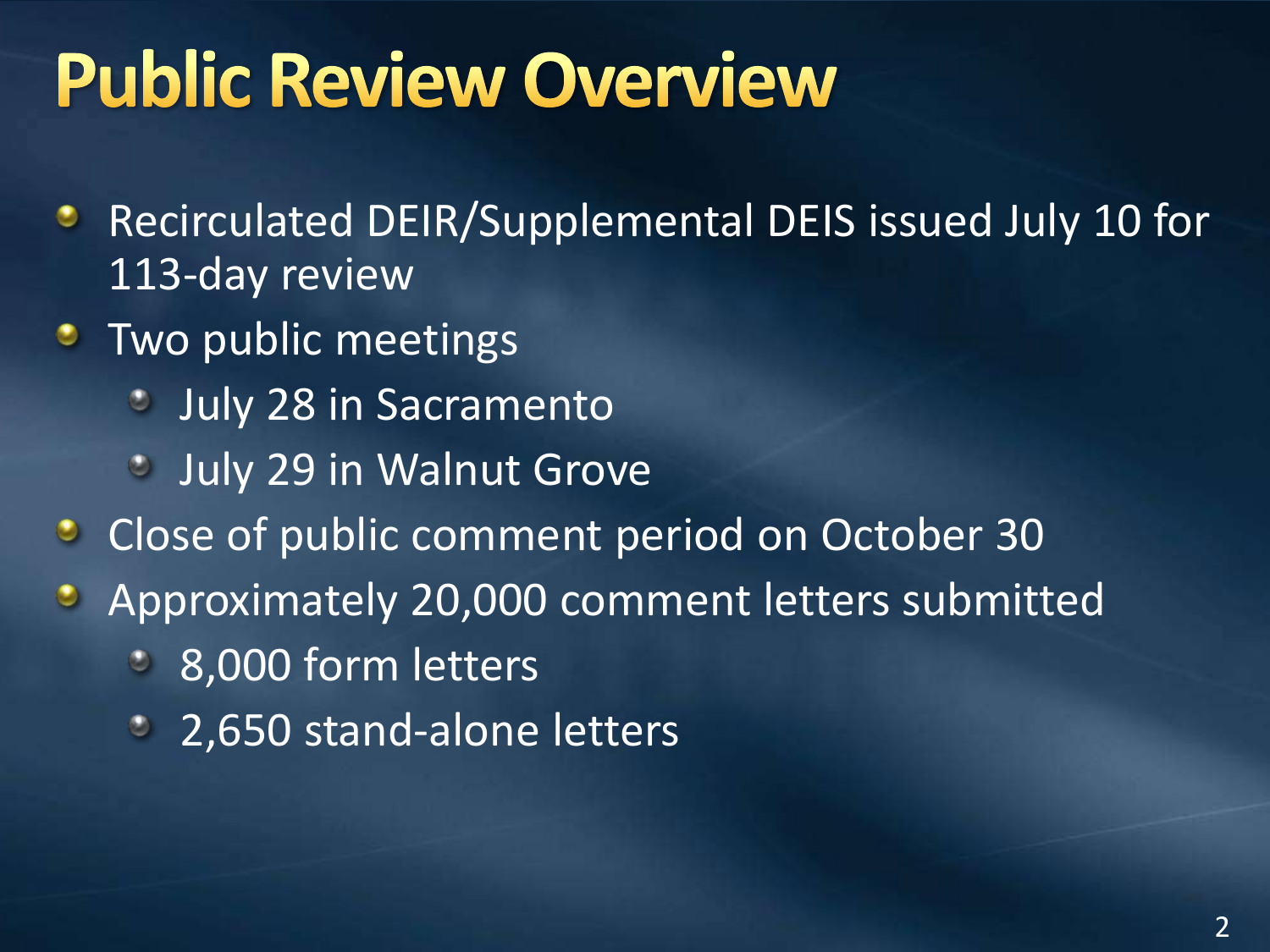# Public Review Overview

- Recirculated DEIR/Supplemental DEIS issued July 10 for 113-day review
- Two public meetings
  - July 28 in Sacramento
  - July 29 in Walnut Grove
- Close of public comment period on October 30
- Approximately 20,000 comment letters submitted
  - 8,000 form letters
  - 2,650 stand-alone letters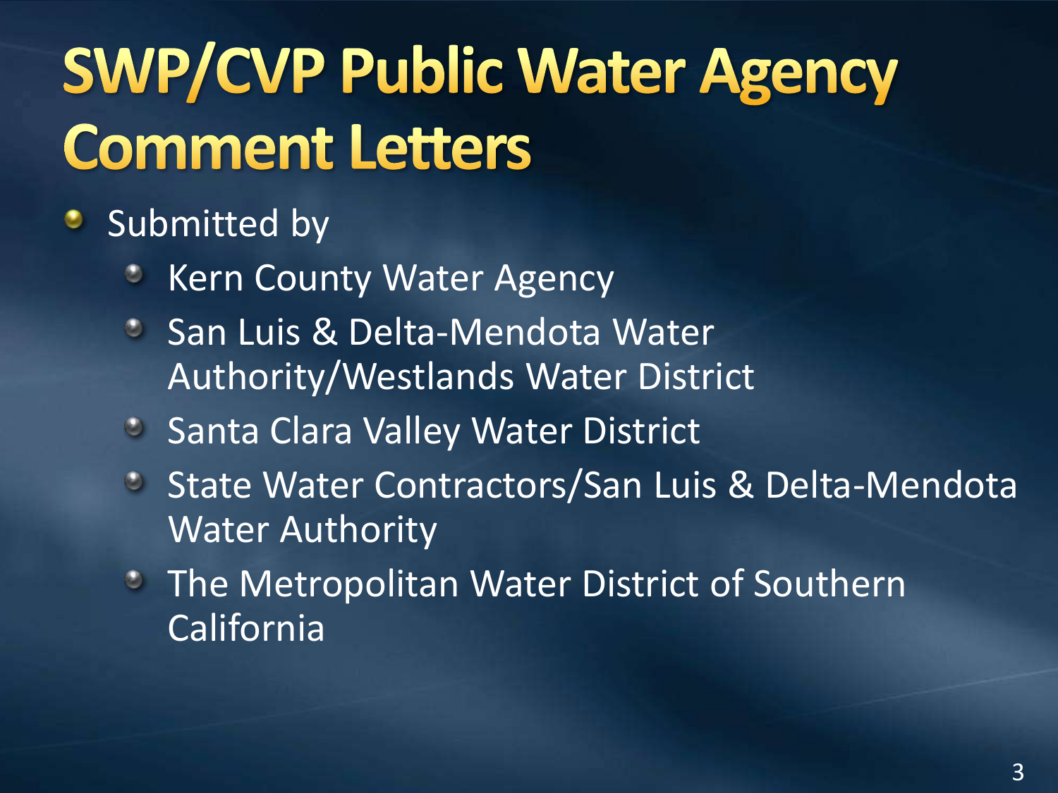# SWP/CVP Public Water Agency Comment Letters

- Submitted by
  - Kern County Water Agency
  - San Luis & Delta-Mendota Water Authority/Westlands Water District
  - Santa Clara Valley Water District
  - State Water Contractors/San Luis & Delta-Mendota Water Authority
  - The Metropolitan Water District of Southern California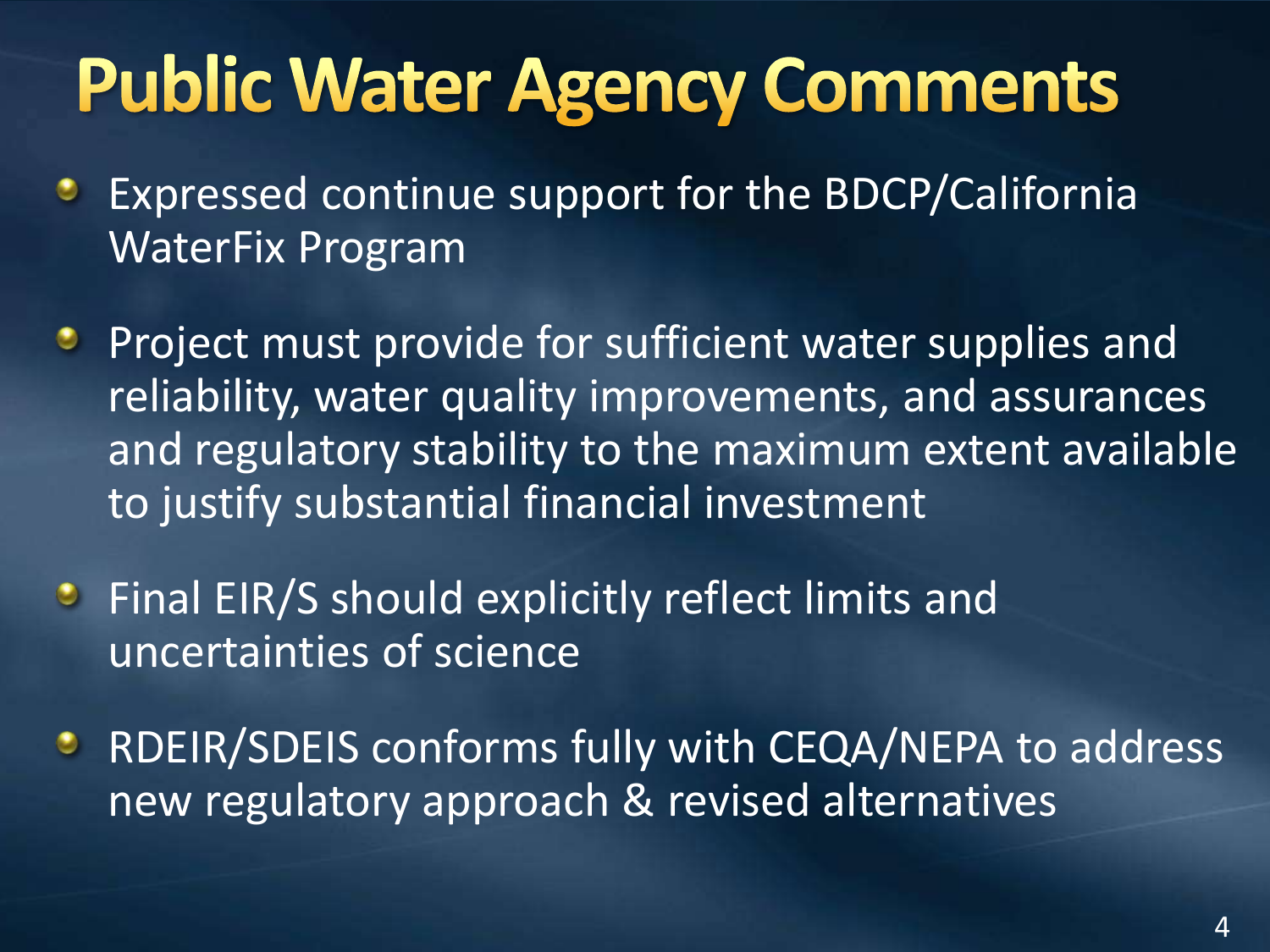# Public Water Agency Comments

- Expressed continue support for the BDCP/California WaterFix Program
- Project must provide for sufficient water supplies and reliability, water quality improvements, and assurances and regulatory stability to the maximum extent available to justify substantial financial investment
- Final EIR/S should explicitly reflect limits and uncertainties of science
- RDEIR/SDEIS conforms fully with CEQA/NEPA to address new regulatory approach & revised alternatives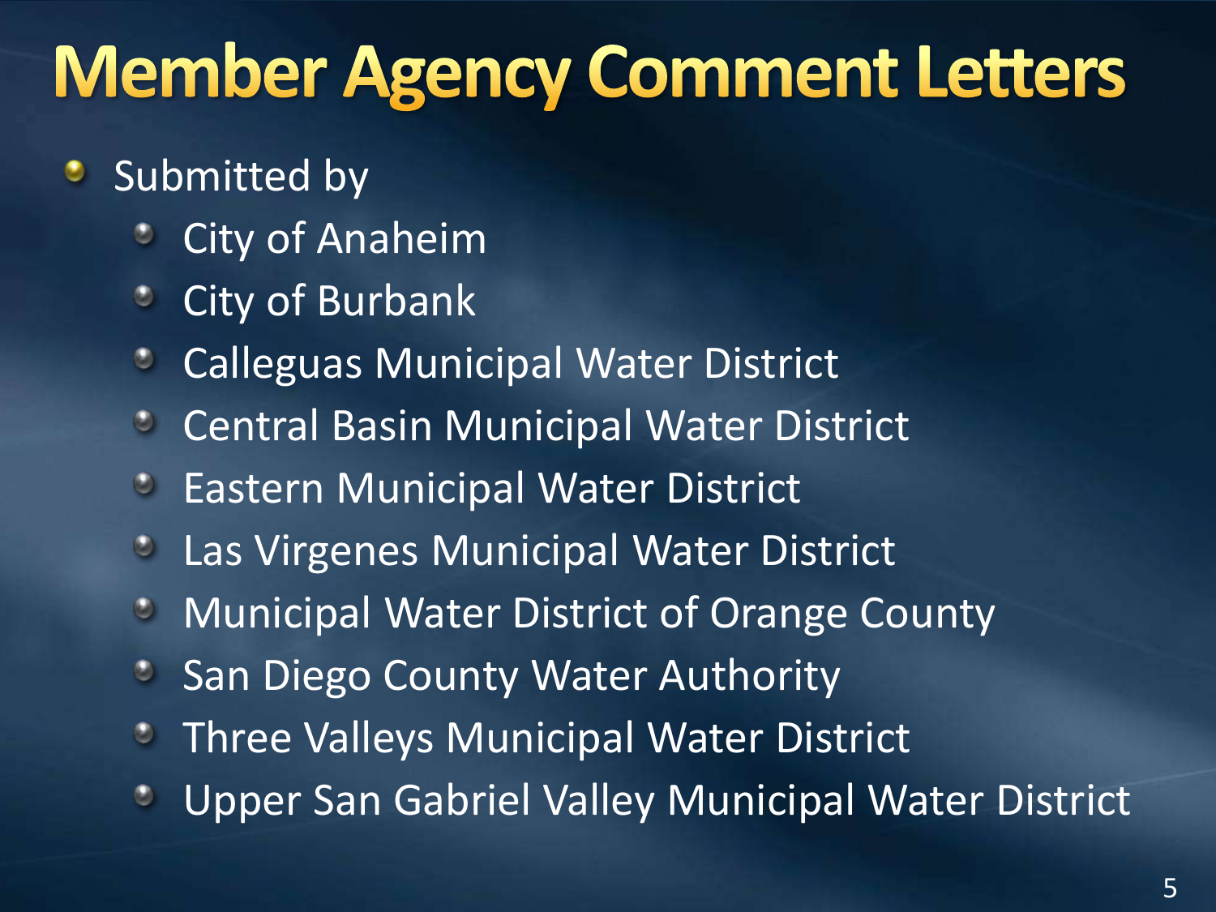# Member Agency Comment Letters

- Submitted by
  - City of Anaheim
  - City of Burbank
  - Calleguas Municipal Water District
  - Central Basin Municipal Water District
  - Eastern Municipal Water District
  - Las Virgenes Municipal Water District
  - Municipal Water District of Orange County
  - San Diego County Water Authority
  - Three Valleys Municipal Water District
  - Upper San Gabriel Valley Municipal Water District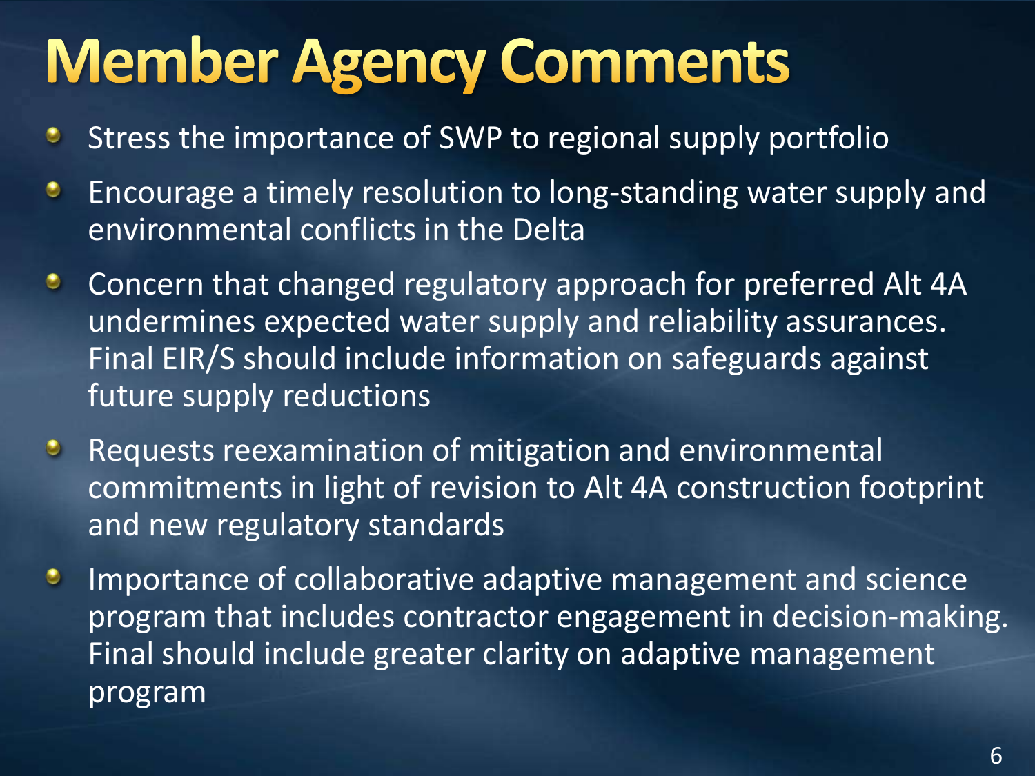# Member Agency Comments

- Stress the importance of SWP to regional supply portfolio
- Encourage a timely resolution to long-standing water supply and environmental conflicts in the Delta
- Concern that changed regulatory approach for preferred Alt 4A undermines expected water supply and reliability assurances. Final EIR/S should include information on safeguards against future supply reductions
- Requests reexamination of mitigation and environmental commitments in light of revision to Alt 4A construction footprint and new regulatory standards
- Importance of collaborative adaptive management and science program that includes contractor engagement in decision-making. Final should include greater clarity on adaptive management program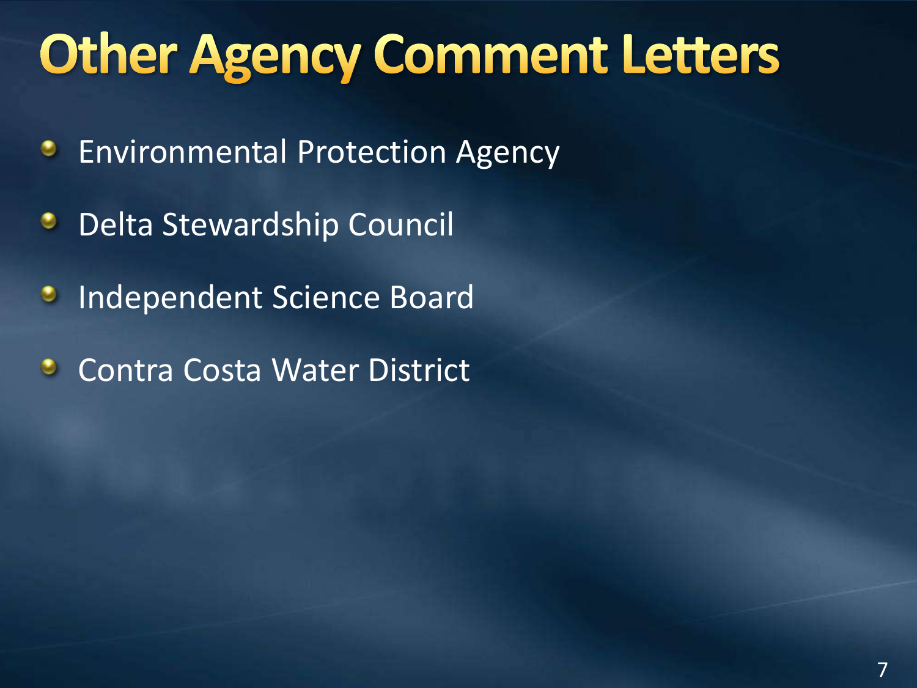# Other Agency Comment Letters

- Environmental Protection Agency
- Delta Stewardship Council
- Independent Science Board
- Contra Costa Water District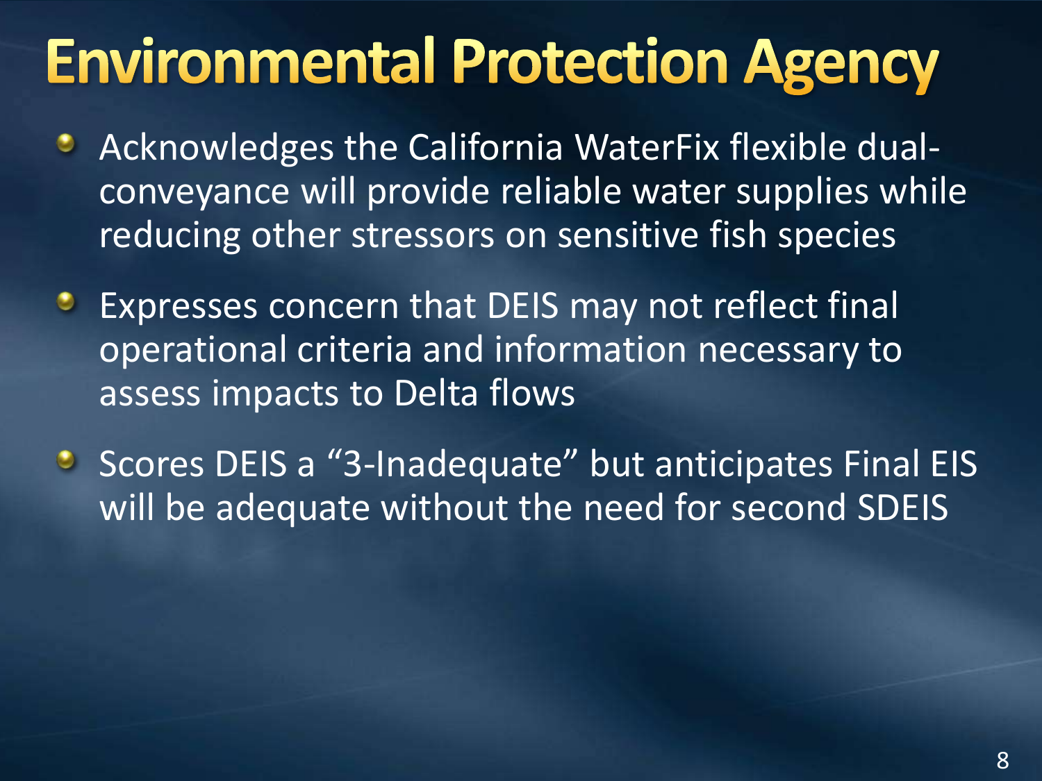# Environmental Protection Agency

- Acknowledges the California WaterFix flexible dual-conveyance will provide reliable water supplies while reducing other stressors on sensitive fish species
- Expresses concern that DEIS may not reflect final operational criteria and information necessary to assess impacts to Delta flows
- Scores DEIS a "3-Inadequate" but anticipates Final EIS will be adequate without the need for second SDEIS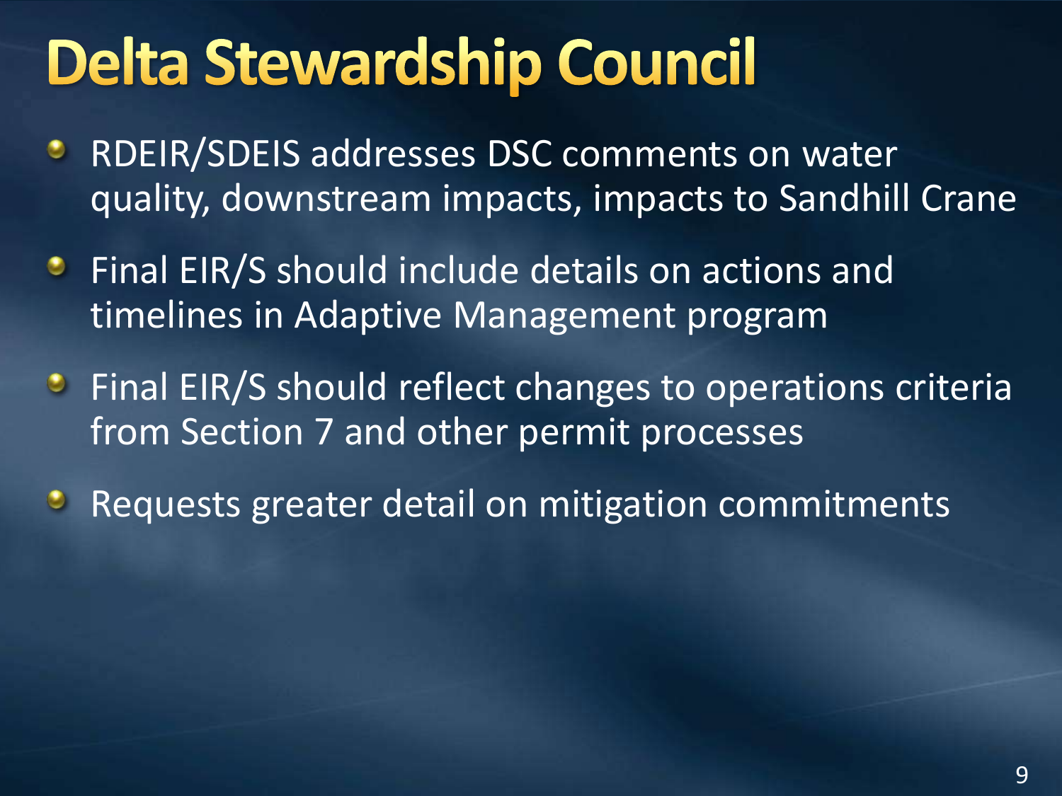# Delta Stewardship Council

- RDEIR/SDEIS addresses DSC comments on water quality, downstream impacts, impacts to Sandhill Crane
- Final EIR/S should include details on actions and timelines in Adaptive Management program
- Final EIR/S should reflect changes to operations criteria from Section 7 and other permit processes
- Requests greater detail on mitigation commitments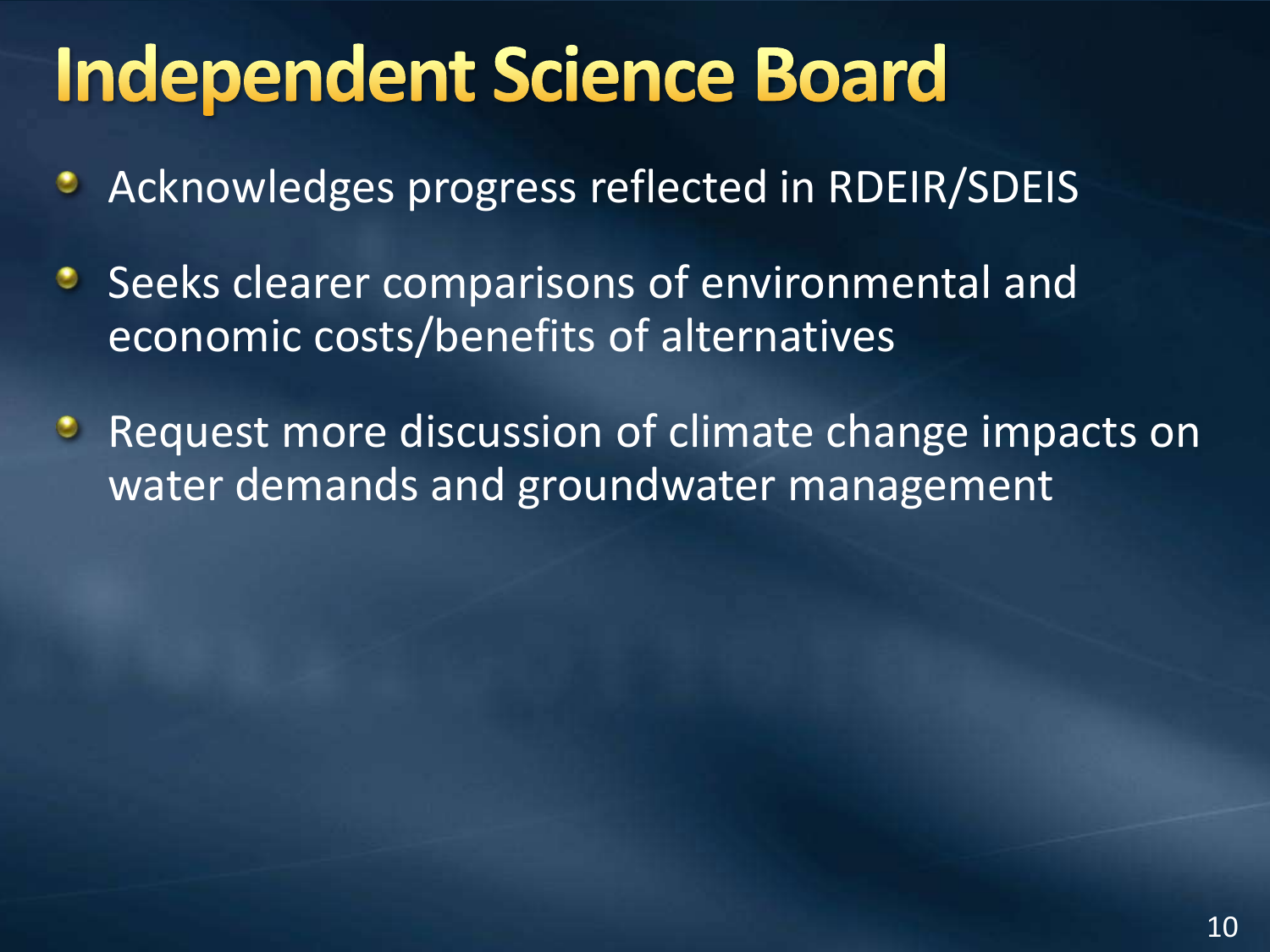# Independent Science Board

- Acknowledges progress reflected in RDEIR/SDEIS
- Seeks clearer comparisons of environmental and economic costs/benefits of alternatives
- Request more discussion of climate change impacts on water demands and groundwater management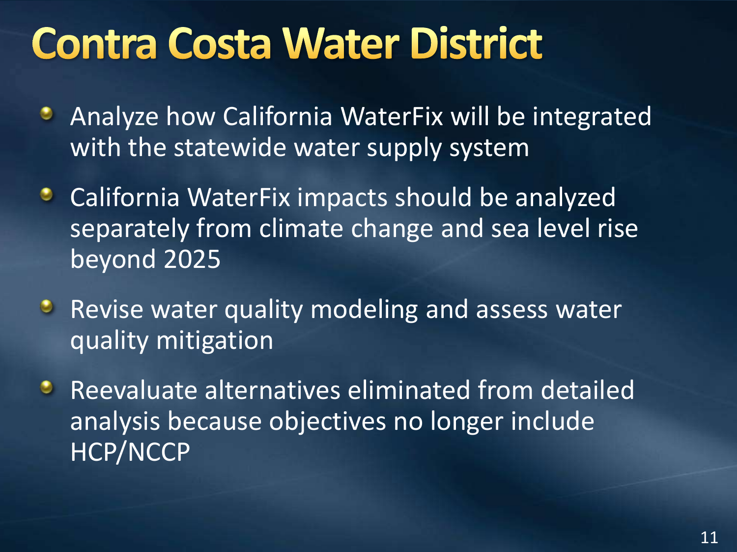# Contra Costa Water District

- Analyze how California WaterFix will be integrated with the statewide water supply system
- California WaterFix impacts should be analyzed separately from climate change and sea level rise beyond 2025
- Revise water quality modeling and assess water quality mitigation
- Reevaluate alternatives eliminated from detailed analysis because objectives no longer include HCP/NCCP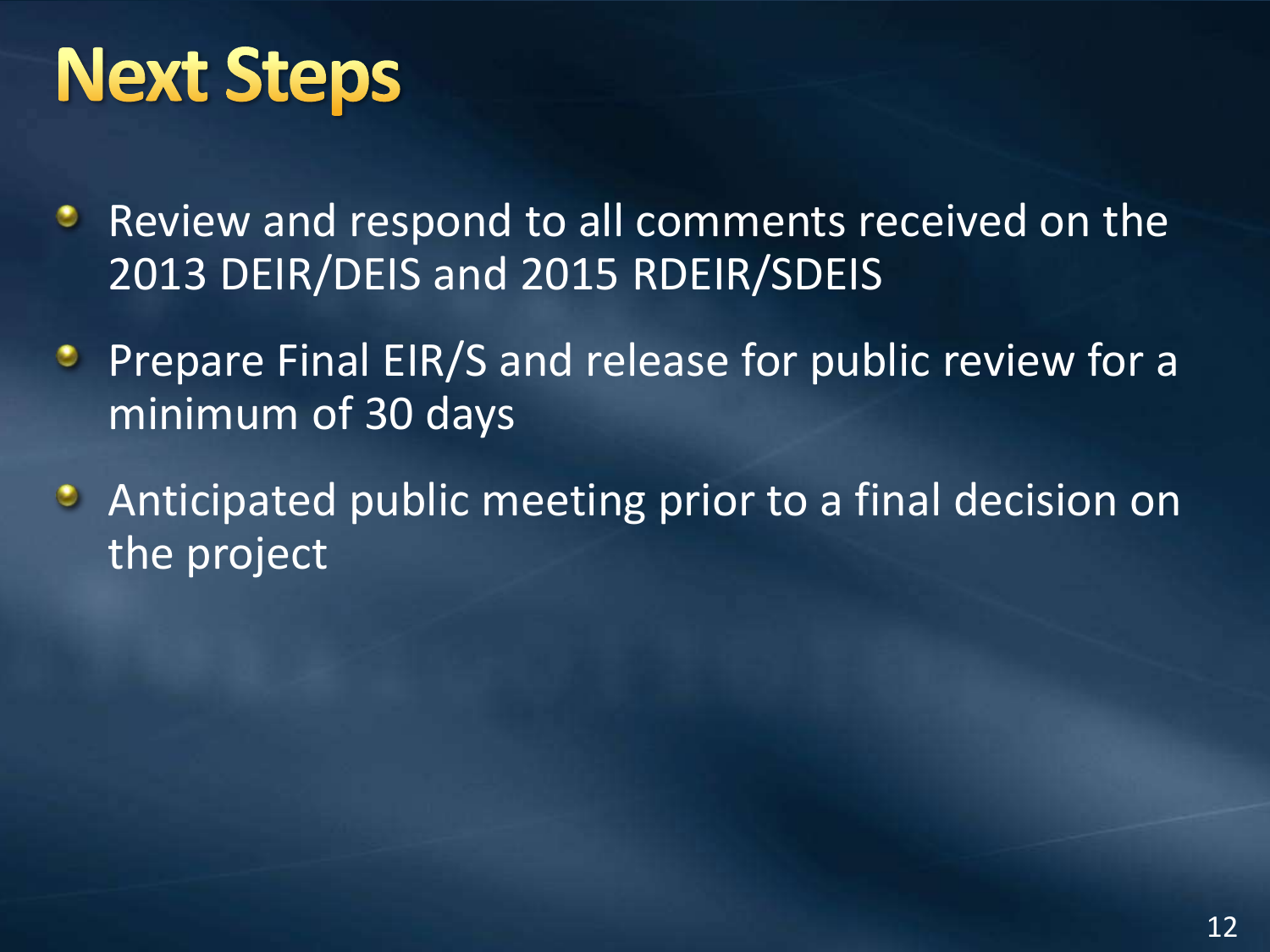# Next Steps

- Review and respond to all comments received on the 2013 DEIR/DEIS and 2015 RDEIR/SDEIS
- Prepare Final EIR/S and release for public review for a minimum of 30 days
- Anticipated public meeting prior to a final decision on the project